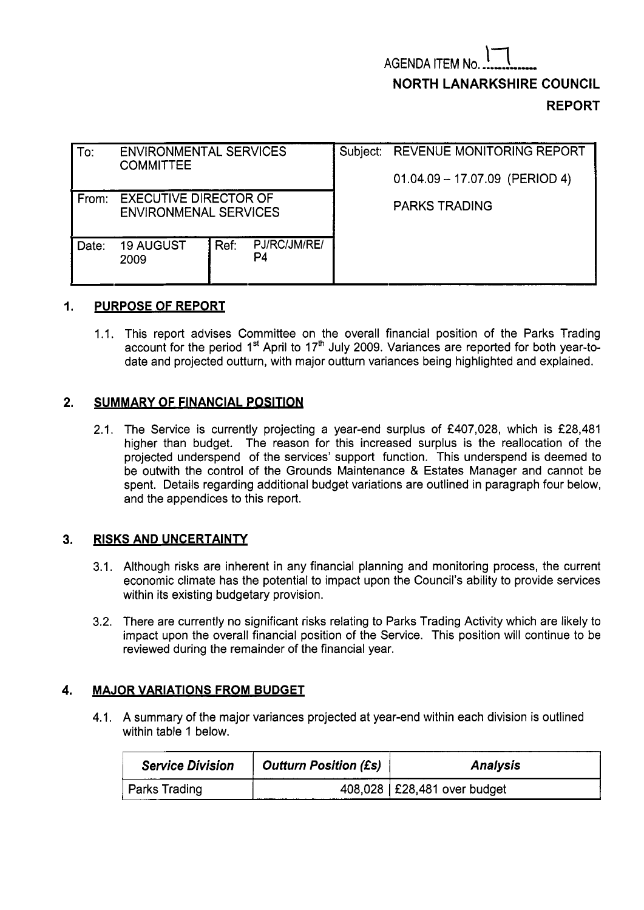AGENDA ITEM No. 17

**NORTH LANARKSHIRE COUNCIL**

**REPORT**

| | | | | |
|---|---|---|---|---|
| To: | ENVIRONMENTAL SERVICES COMMITTEE | | | Subject: REVENUE MONITORING REPORT 01.04.09 – 17.07.09 (PERIOD 4) PARKS TRADING |
| From: | EXECUTIVE DIRECTOR OF ENVIRONMENAL SERVICES | | | |
| Date: | 19 AUGUST 2009 | Ref: | PJ/RC/JM/RE/P4 | |

## 1. PURPOSE OF REPORT

1.1. This report advises Committee on the overall financial position of the Parks Trading account for the period 1st April to 17th July 2009. Variances are reported for both year-to-date and projected outturn, with major outturn variances being highlighted and explained.

## 2. SUMMARY OF FINANCIAL POSITION

2.1. The Service is currently projecting a year-end surplus of £407,028, which is £28,481 higher than budget. The reason for this increased surplus is the reallocation of the projected underspend of the services' support function. This underspend is deemed to be outwith the control of the Grounds Maintenance & Estates Manager and cannot be spent. Details regarding additional budget variations are outlined in paragraph four below, and the appendices to this report.

## 3. RISKS AND UNCERTAINTY

3.1. Although risks are inherent in any financial planning and monitoring process, the current economic climate has the potential to impact upon the Council's ability to provide services within its existing budgetary provision.

3.2. There are currently no significant risks relating to Parks Trading Activity which are likely to impact upon the overall financial position of the Service. This position will continue to be reviewed during the remainder of the financial year.

## 4. MAJOR VARIATIONS FROM BUDGET

4.1. A summary of the major variances projected at year-end within each division is outlined within table 1 below.

| ***Service Division*** | ***Outturn Position (£s)*** | ***Analysis*** |
|---|---|---|
| Parks Trading | 408,028 | £28,481 over budget |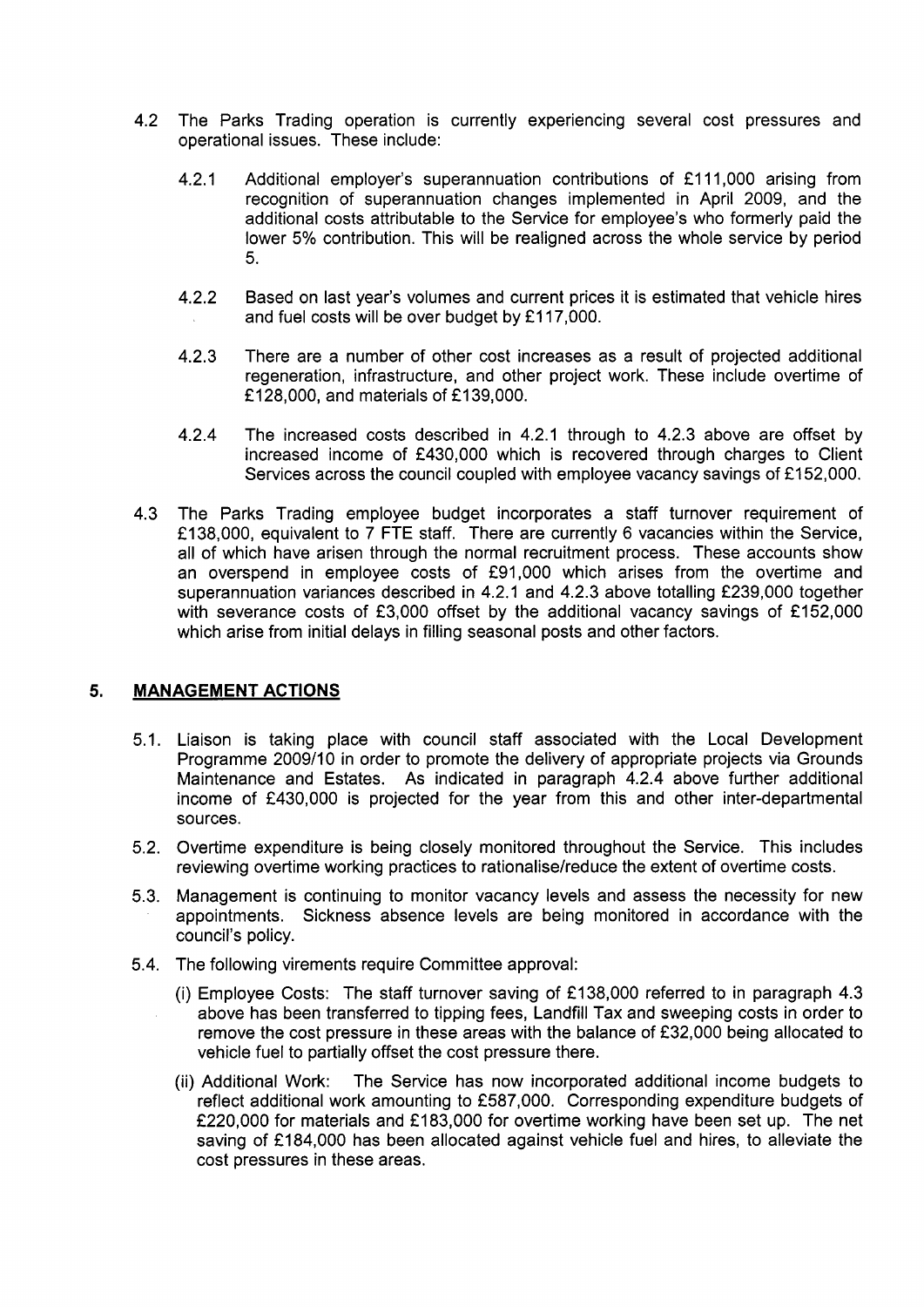4.2 The Parks Trading operation is currently experiencing several cost pressures and operational issues. These include:

   4.2.1 Additional employer's superannuation contributions of £111,000 arising from recognition of superannuation changes implemented in April 2009, and the additional costs attributable to the Service for employee's who formerly paid the lower 5% contribution. This will be realigned across the whole service by period 5.

   4.2.2 Based on last year's volumes and current prices it is estimated that vehicle hires and fuel costs will be over budget by £117,000.

   4.2.3 There are a number of other cost increases as a result of projected additional regeneration, infrastructure, and other project work. These include overtime of £128,000, and materials of £139,000.

   4.2.4 The increased costs described in 4.2.1 through to 4.2.3 above are offset by increased income of £430,000 which is recovered through charges to Client Services across the council coupled with employee vacancy savings of £152,000.

4.3 The Parks Trading employee budget incorporates a staff turnover requirement of £138,000, equivalent to 7 FTE staff. There are currently 6 vacancies within the Service, all of which have arisen through the normal recruitment process. These accounts show an overspend in employee costs of £91,000 which arises from the overtime and superannuation variances described in 4.2.1 and 4.2.3 above totalling £239,000 together with severance costs of £3,000 offset by the additional vacancy savings of £152,000 which arise from initial delays in filling seasonal posts and other factors.

## 5. MANAGEMENT ACTIONS

5.1. Liaison is taking place with council staff associated with the Local Development Programme 2009/10 in order to promote the delivery of appropriate projects via Grounds Maintenance and Estates. As indicated in paragraph 4.2.4 above further additional income of £430,000 is projected for the year from this and other inter-departmental sources.

5.2. Overtime expenditure is being closely monitored throughout the Service. This includes reviewing overtime working practices to rationalise/reduce the extent of overtime costs.

5.3. Management is continuing to monitor vacancy levels and assess the necessity for new appointments. Sickness absence levels are being monitored in accordance with the council's policy.

5.4. The following virements require Committee approval:

   (i) Employee Costs: The staff turnover saving of £138,000 referred to in paragraph 4.3 above has been transferred to tipping fees, Landfill Tax and sweeping costs in order to remove the cost pressure in these areas with the balance of £32,000 being allocated to vehicle fuel to partially offset the cost pressure there.

   (ii) Additional Work: The Service has now incorporated additional income budgets to reflect additional work amounting to £587,000. Corresponding expenditure budgets of £220,000 for materials and £183,000 for overtime working have been set up. The net saving of £184,000 has been allocated against vehicle fuel and hires, to alleviate the cost pressures in these areas.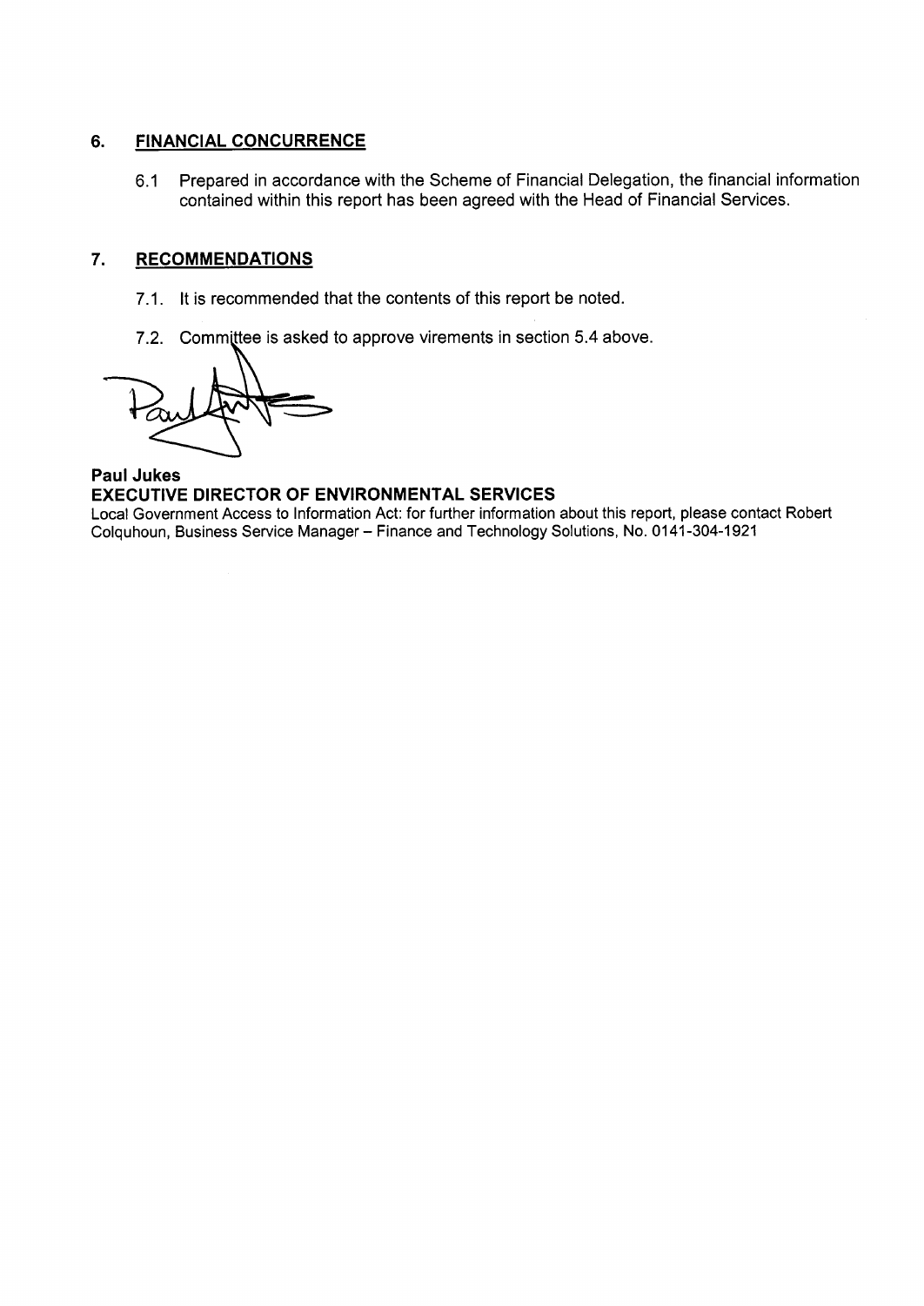## 6. FINANCIAL CONCURRENCE

6.1 Prepared in accordance with the Scheme of Financial Delegation, the financial information contained within this report has been agreed with the Head of Financial Services.

## 7. RECOMMENDATIONS

7.1. It is recommended that the contents of this report be noted.

7.2. Committee is asked to approve virements in section 5.4 above.

**Paul Jukes**
**EXECUTIVE DIRECTOR OF ENVIRONMENTAL SERVICES**
Local Government Access to Information Act: for further information about this report, please contact Robert Colquhoun, Business Service Manager – Finance and Technology Solutions, No. 0141-304-1921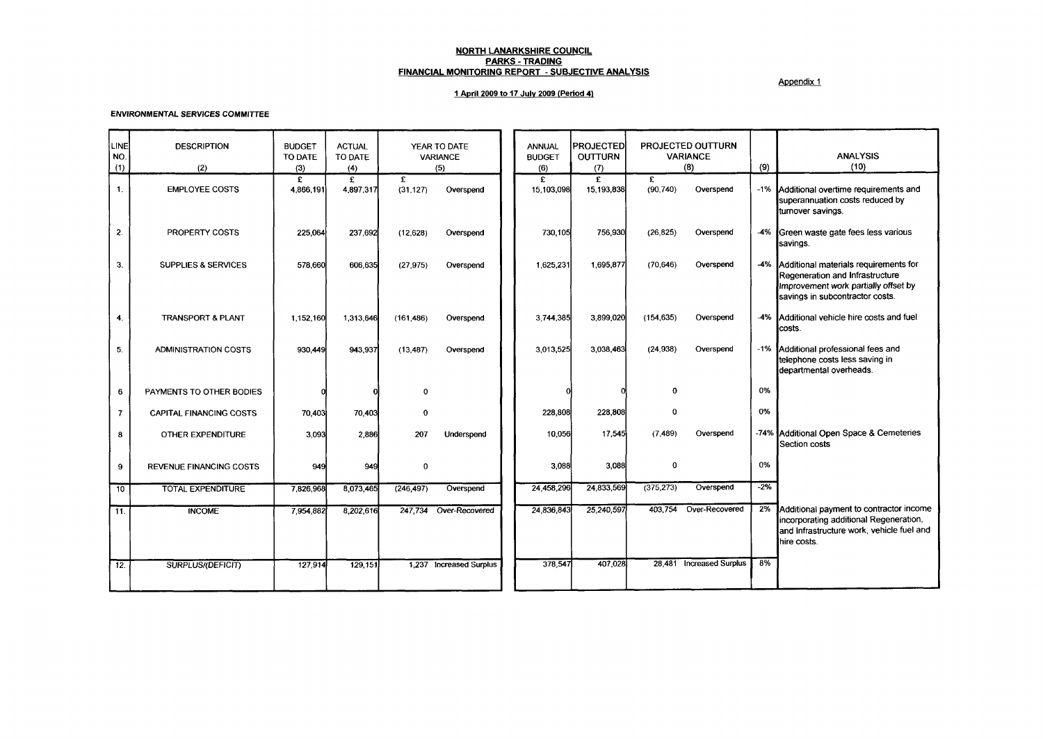**NORTH LANARKSHIRE COUNCIL**
**PARKS - TRADING**
**FINANCIAL MONITORING REPORT - SUBJECTIVE ANALYSIS**

Appendix 1

**1 April 2009 to 17 July 2009 (Period 4)**

**ENVIRONMENTAL SERVICES COMMITTEE**

| LINE NO. (1) | DESCRIPTION (2) | BUDGET TO DATE (3) | ACTUAL TO DATE (4) | YEAR TO DATE VARIANCE (5) | | ANNUAL BUDGET (6) | PROJECTED OUTTURN (7) | PROJECTED OUTTURN VARIANCE (8) | | (9) | ANALYSIS (10) |
|---|---|---|---|---|---|---|---|---|---|---|---|
| | | £ | £ | £ | | £ | £ | £ | | | |
| 1. | EMPLOYEE COSTS | 4,866,191 | 4,897,317 | (31,127) | Overspend | 15,103,098 | 15,193,838 | (90,740) | Overspend | -1% | Additional overtime requirements and superannuation costs reduced by turnover savings. |
| 2. | PROPERTY COSTS | 225,064 | 237,692 | (12,628) | Overspend | 730,105 | 756,930 | (26,825) | Overspend | -4% | Green waste gate fees less various savings. |
| 3. | SUPPLIES & SERVICES | 578,660 | 606,635 | (27,975) | Overspend | 1,625,231 | 1,695,877 | (70,646) | Overspend | -4% | Additional materials requirements for Regeneration and Infrastructure Improvement work partially offset by savings in subcontractor costs. |
| 4. | TRANSPORT & PLANT | 1,152,160 | 1,313,646 | (161,486) | Overspend | 3,744,385 | 3,899,020 | (154,635) | Overspend | -4% | Additional vehicle hire costs and fuel costs. |
| 5. | ADMINISTRATION COSTS | 930,449 | 943,937 | (13,487) | Overspend | 3,013,525 | 3,038,463 | (24,938) | Overspend | -1% | Additional professional fees and telephone costs less saving in departmental overheads. |
| 6 | PAYMENTS TO OTHER BODIES | 0 | 0 | 0 | | 0 | 0 | 0 | | 0% | |
| 7 | CAPITAL FINANCING COSTS | 70,403 | 70,403 | 0 | | 228,808 | 228,808 | 0 | | 0% | |
| 8 | OTHER EXPENDITURE | 3,093 | 2,886 | 207 | Underspend | 10,056 | 17,545 | (7,489) | Overspend | -74% | Additional Open Space & Cemeteries Section costs |
| 9 | REVENUE FINANCING COSTS | 949 | 949 | 0 | | 3,088 | 3,088 | 0 | | 0% | |
| 10 | TOTAL EXPENDITURE | 7,826,968 | 8,073,465 | (246,497) | Overspend | 24,458,296 | 24,833,569 | (375,273) | Overspend | -2% | |
| 11. | INCOME | 7,954,882 | 8,202,616 | 247,734 | Over-Recovered | 24,836,843 | 25,240,597 | 403,754 | Over-Recovered | 2% | Additional payment to contractor income incorporating additional Regeneration, and Infrastructure work, vehicle fuel and hire costs. |
| 12. | SURPLUS/(DEFICIT) | 127,914 | 129,151 | 1,237 | Increased Surplus | 378,547 | 407,028 | 28,481 | Increased Surplus | 8% | |